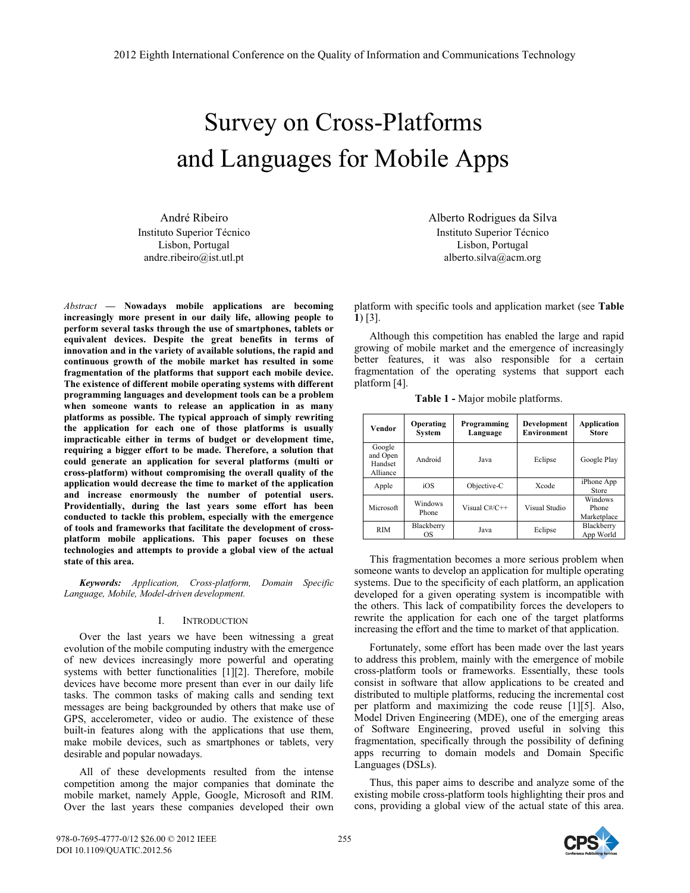# Survey on Cross-Platforms and Languages for Mobile Apps

André Ribeiro
Instituto Superior Técnico
Lisbon, Portugal
andre.ribeiro@ist.utl.pt

Alberto Rodrigues da Silva
Instituto Superior Técnico
Lisbon, Portugal
alberto.silva@acm.org

*Abstract* — **Nowadays mobile applications are becoming increasingly more present in our daily life, allowing people to perform several tasks through the use of smartphones, tablets or equivalent devices. Despite the great benefits in terms of innovation and in the variety of available solutions, the rapid and continuous growth of the mobile market has resulted in some fragmentation of the platforms that support each mobile device. The existence of different mobile operating systems with different programming languages and development tools can be a problem when someone wants to release an application in as many platforms as possible. The typical approach of simply rewriting the application for each one of those platforms is usually impracticable either in terms of budget or development time, requiring a bigger effort to be made. Therefore, a solution that could generate an application for several platforms (multi or cross-platform) without compromising the overall quality of the application would decrease the time to market of the application and increase enormously the number of potential users. Providentially, during the last years some effort has been conducted to tackle this problem, especially with the emergence of tools and frameworks that facilitate the development of cross-platform mobile applications. This paper focuses on these technologies and attempts to provide a global view of the actual state of this area.**

***Keywords:*** *Application, Cross-platform, Domain Specific Language, Mobile, Model-driven development.*

## I. Introduction

Over the last years we have been witnessing a great evolution of the mobile computing industry with the emergence of new devices increasingly more powerful and operating systems with better functionalities [1][2]. Therefore, mobile devices have become more present than ever in our daily life tasks. The common tasks of making calls and sending text messages are being backgrounded by others that make use of GPS, accelerometer, video or audio. The existence of these built-in features along with the applications that use them, make mobile devices, such as smartphones or tablets, very desirable and popular nowadays.

All of these developments resulted from the intense competition among the major companies that dominate the mobile market, namely Apple, Google, Microsoft and RIM. Over the last years these companies developed their own platform with specific tools and application market (see **Table 1**) [3].

Although this competition has enabled the large and rapid growing of mobile market and the emergence of increasingly better features, it was also responsible for a certain fragmentation of the operating systems that support each platform [4].

**Table 1 -** Major mobile platforms.

| Vendor | Operating System | Programming Language | Development Environment | Application Store |
|---|---|---|---|---|
| Google and Open Handset Alliance | Android | Java | Eclipse | Google Play |
| Apple | iOS | Objective-C | Xcode | iPhone App Store |
| Microsoft | Windows Phone | Visual C#/C++ | Visual Studio | Windows Phone Marketplace |
| RIM | Blackberry OS | Java | Eclipse | Blackberry App World |

This fragmentation becomes a more serious problem when someone wants to develop an application for multiple operating systems. Due to the specificity of each platform, an application developed for a given operating system is incompatible with the others. This lack of compatibility forces the developers to rewrite the application for each one of the target platforms increasing the effort and the time to market of that application.

Fortunately, some effort has been made over the last years to address this problem, mainly with the emergence of mobile cross-platform tools or frameworks. Essentially, these tools consist in software that allow applications to be created and distributed to multiple platforms, reducing the incremental cost per platform and maximizing the code reuse [1][5]. Also, Model Driven Engineering (MDE), one of the emerging areas of Software Engineering, proved useful in solving this fragmentation, specifically through the possibility of defining apps recurring to domain models and Domain Specific Languages (DSLs).

Thus, this paper aims to describe and analyze some of the existing mobile cross-platform tools highlighting their pros and cons, providing a global view of the actual state of this area.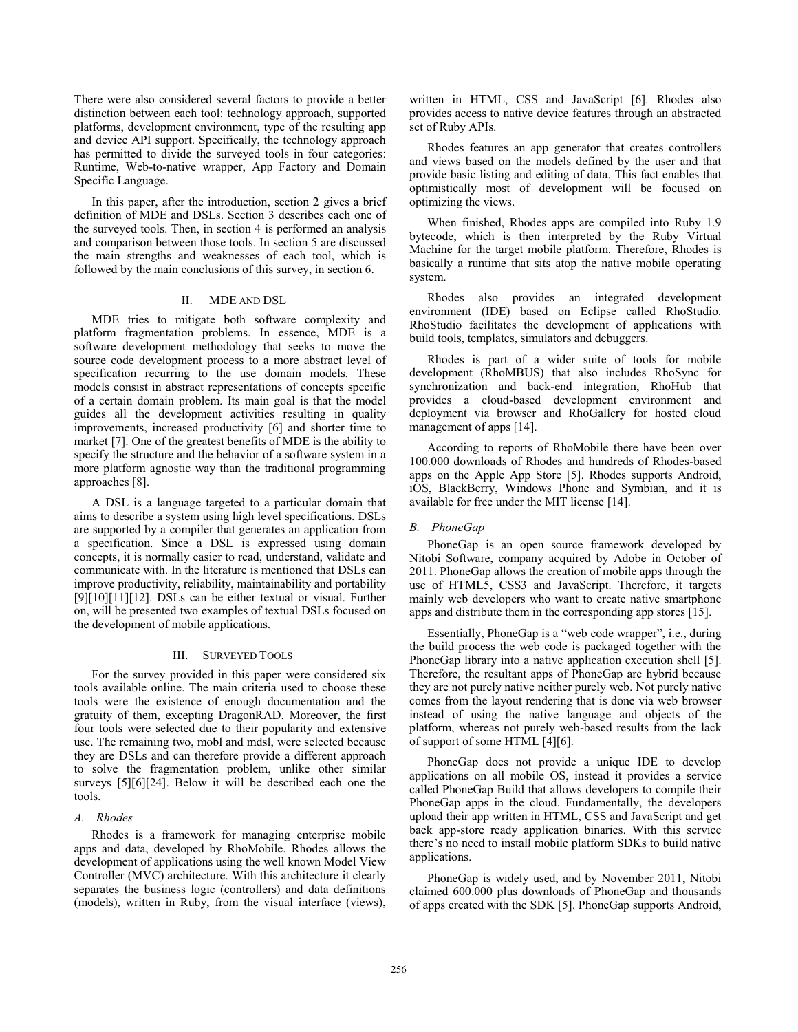There were also considered several factors to provide a better distinction between each tool: technology approach, supported platforms, development environment, type of the resulting app and device API support. Specifically, the technology approach has permitted to divide the surveyed tools in four categories: Runtime, Web-to-native wrapper, App Factory and Domain Specific Language.

In this paper, after the introduction, section 2 gives a brief definition of MDE and DSLs. Section 3 describes each one of the surveyed tools. Then, in section 4 is performed an analysis and comparison between those tools. In section 5 are discussed the main strengths and weaknesses of each tool, which is followed by the main conclusions of this survey, in section 6.

## II. MDE AND DSL

MDE tries to mitigate both software complexity and platform fragmentation problems. In essence, MDE is a software development methodology that seeks to move the source code development process to a more abstract level of specification recurring to the use domain models. These models consist in abstract representations of concepts specific of a certain domain problem. Its main goal is that the model guides all the development activities resulting in quality improvements, increased productivity [6] and shorter time to market [7]. One of the greatest benefits of MDE is the ability to specify the structure and the behavior of a software system in a more platform agnostic way than the traditional programming approaches [8].

A DSL is a language targeted to a particular domain that aims to describe a system using high level specifications. DSLs are supported by a compiler that generates an application from a specification. Since a DSL is expressed using domain concepts, it is normally easier to read, understand, validate and communicate with. In the literature is mentioned that DSLs can improve productivity, reliability, maintainability and portability [9][10][11][12]. DSLs can be either textual or visual. Further on, will be presented two examples of textual DSLs focused on the development of mobile applications.

## III. SURVEYED TOOLS

For the survey provided in this paper were considered six tools available online. The main criteria used to choose these tools were the existence of enough documentation and the gratuity of them, excepting DragonRAD. Moreover, the first four tools were selected due to their popularity and extensive use. The remaining two, mobl and mdsl, were selected because they are DSLs and can therefore provide a different approach to solve the fragmentation problem, unlike other similar surveys [5][6][24]. Below it will be described each one the tools.

### *A. Rhodes*

Rhodes is a framework for managing enterprise mobile apps and data, developed by RhoMobile. Rhodes allows the development of applications using the well known Model View Controller (MVC) architecture. With this architecture it clearly separates the business logic (controllers) and data definitions (models), written in Ruby, from the visual interface (views), written in HTML, CSS and JavaScript [6]. Rhodes also provides access to native device features through an abstracted set of Ruby APIs.

Rhodes features an app generator that creates controllers and views based on the models defined by the user and that provide basic listing and editing of data. This fact enables that optimistically most of development will be focused on optimizing the views.

When finished, Rhodes apps are compiled into Ruby 1.9 bytecode, which is then interpreted by the Ruby Virtual Machine for the target mobile platform. Therefore, Rhodes is basically a runtime that sits atop the native mobile operating system.

Rhodes also provides an integrated development environment (IDE) based on Eclipse called RhoStudio. RhoStudio facilitates the development of applications with build tools, templates, simulators and debuggers.

Rhodes is part of a wider suite of tools for mobile development (RhoMBUS) that also includes RhoSync for synchronization and back-end integration, RhoHub that provides a cloud-based development environment and deployment via browser and RhoGallery for hosted cloud management of apps [14].

According to reports of RhoMobile there have been over 100.000 downloads of Rhodes and hundreds of Rhodes-based apps on the Apple App Store [5]. Rhodes supports Android, iOS, BlackBerry, Windows Phone and Symbian, and it is available for free under the MIT license [14].

### *B. PhoneGap*

PhoneGap is an open source framework developed by Nitobi Software, company acquired by Adobe in October of 2011. PhoneGap allows the creation of mobile apps through the use of HTML5, CSS3 and JavaScript. Therefore, it targets mainly web developers who want to create native smartphone apps and distribute them in the corresponding app stores [15].

Essentially, PhoneGap is a "web code wrapper", i.e., during the build process the web code is packaged together with the PhoneGap library into a native application execution shell [5]. Therefore, the resultant apps of PhoneGap are hybrid because they are not purely native neither purely web. Not purely native comes from the layout rendering that is done via web browser instead of using the native language and objects of the platform, whereas not purely web-based results from the lack of support of some HTML [4][6].

PhoneGap does not provide a unique IDE to develop applications on all mobile OS, instead it provides a service called PhoneGap Build that allows developers to compile their PhoneGap apps in the cloud. Fundamentally, the developers upload their app written in HTML, CSS and JavaScript and get back app-store ready application binaries. With this service there's no need to install mobile platform SDKs to build native applications.

PhoneGap is widely used, and by November 2011, Nitobi claimed 600.000 plus downloads of PhoneGap and thousands of apps created with the SDK [5]. PhoneGap supports Android,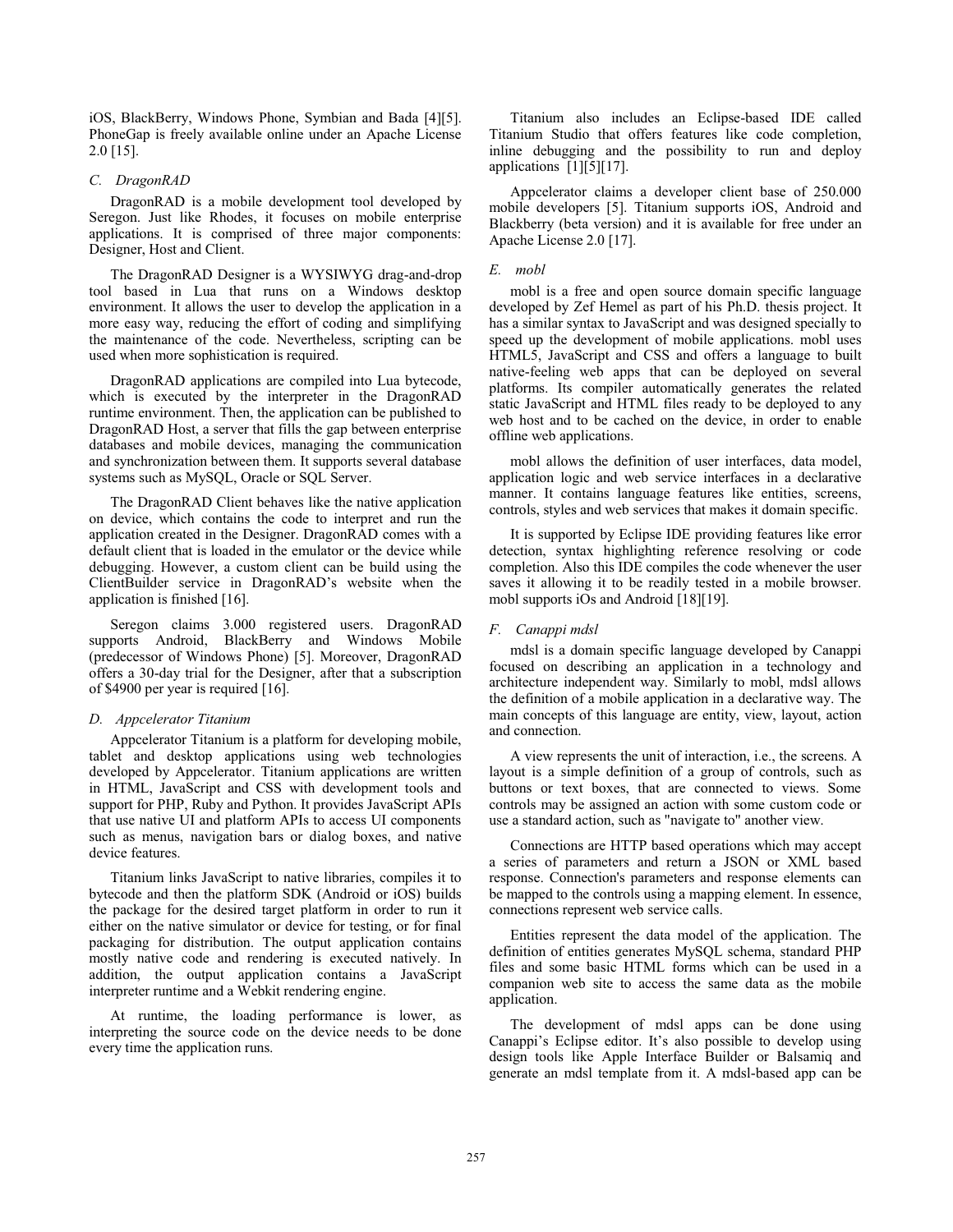iOS, BlackBerry, Windows Phone, Symbian and Bada [4][5]. PhoneGap is freely available online under an Apache License 2.0 [15].

### *C. DragonRAD*

DragonRAD is a mobile development tool developed by Seregon. Just like Rhodes, it focuses on mobile enterprise applications. It is comprised of three major components: Designer, Host and Client.

The DragonRAD Designer is a WYSIWYG drag-and-drop tool based in Lua that runs on a Windows desktop environment. It allows the user to develop the application in a more easy way, reducing the effort of coding and simplifying the maintenance of the code. Nevertheless, scripting can be used when more sophistication is required.

DragonRAD applications are compiled into Lua bytecode, which is executed by the interpreter in the DragonRAD runtime environment. Then, the application can be published to DragonRAD Host, a server that fills the gap between enterprise databases and mobile devices, managing the communication and synchronization between them. It supports several database systems such as MySQL, Oracle or SQL Server.

The DragonRAD Client behaves like the native application on device, which contains the code to interpret and run the application created in the Designer. DragonRAD comes with a default client that is loaded in the emulator or the device while debugging. However, a custom client can be build using the ClientBuilder service in DragonRAD's website when the application is finished [16].

Seregon claims 3.000 registered users. DragonRAD supports Android, BlackBerry and Windows Mobile (predecessor of Windows Phone) [5]. Moreover, DragonRAD offers a 30-day trial for the Designer, after that a subscription of $4900 per year is required [16].

### *D. Appcelerator Titanium*

Appcelerator Titanium is a platform for developing mobile, tablet and desktop applications using web technologies developed by Appcelerator. Titanium applications are written in HTML, JavaScript and CSS with development tools and support for PHP, Ruby and Python. It provides JavaScript APIs that use native UI and platform APIs to access UI components such as menus, navigation bars or dialog boxes, and native device features.

Titanium links JavaScript to native libraries, compiles it to bytecode and then the platform SDK (Android or iOS) builds the package for the desired target platform in order to run it either on the native simulator or device for testing, or for final packaging for distribution. The output application contains mostly native code and rendering is executed natively. In addition, the output application contains a JavaScript interpreter runtime and a Webkit rendering engine.

At runtime, the loading performance is lower, as interpreting the source code on the device needs to be done every time the application runs.

Titanium also includes an Eclipse-based IDE called Titanium Studio that offers features like code completion, inline debugging and the possibility to run and deploy applications [1][5][17].

Appcelerator claims a developer client base of 250.000 mobile developers [5]. Titanium supports iOS, Android and Blackberry (beta version) and it is available for free under an Apache License 2.0 [17].

### *E. mobl*

mobl is a free and open source domain specific language developed by Zef Hemel as part of his Ph.D. thesis project. It has a similar syntax to JavaScript and was designed specially to speed up the development of mobile applications. mobl uses HTML5, JavaScript and CSS and offers a language to built native-feeling web apps that can be deployed on several platforms. Its compiler automatically generates the related static JavaScript and HTML files ready to be deployed to any web host and to be cached on the device, in order to enable offline web applications.

mobl allows the definition of user interfaces, data model, application logic and web service interfaces in a declarative manner. It contains language features like entities, screens, controls, styles and web services that makes it domain specific.

It is supported by Eclipse IDE providing features like error detection, syntax highlighting reference resolving or code completion. Also this IDE compiles the code whenever the user saves it allowing it to be readily tested in a mobile browser. mobl supports iOs and Android [18][19].

### *F. Canappi mdsl*

mdsl is a domain specific language developed by Canappi focused on describing an application in a technology and architecture independent way. Similarly to mobl, mdsl allows the definition of a mobile application in a declarative way. The main concepts of this language are entity, view, layout, action and connection.

A view represents the unit of interaction, i.e., the screens. A layout is a simple definition of a group of controls, such as buttons or text boxes, that are connected to views. Some controls may be assigned an action with some custom code or use a standard action, such as "navigate to" another view.

Connections are HTTP based operations which may accept a series of parameters and return a JSON or XML based response. Connection's parameters and response elements can be mapped to the controls using a mapping element. In essence, connections represent web service calls.

Entities represent the data model of the application. The definition of entities generates MySQL schema, standard PHP files and some basic HTML forms which can be used in a companion web site to access the same data as the mobile application.

The development of mdsl apps can be done using Canappi's Eclipse editor. It's also possible to develop using design tools like Apple Interface Builder or Balsamiq and generate an mdsl template from it. A mdsl-based app can be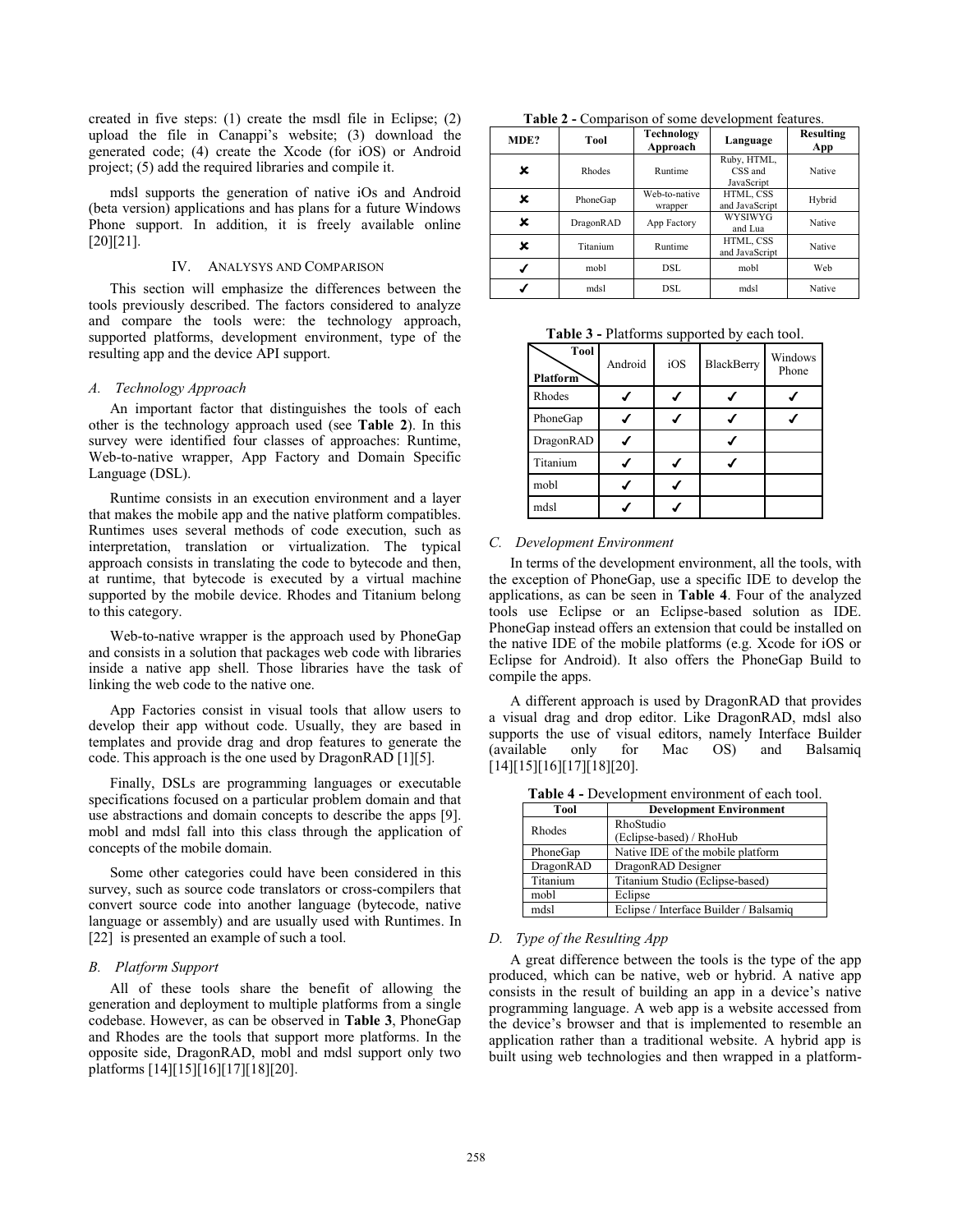created in five steps: (1) create the msdl file in Eclipse; (2) upload the file in Canappi's website; (3) download the generated code; (4) create the Xcode (for iOS) or Android project; (5) add the required libraries and compile it.

mdsl supports the generation of native iOs and Android (beta version) applications and has plans for a future Windows Phone support. In addition, it is freely available online [20][21].

## IV. Analysys and Comparison

This section will emphasize the differences between the tools previously described. The factors considered to analyze and compare the tools were: the technology approach, supported platforms, development environment, type of the resulting app and the device API support.

### *A. Technology Approach*

An important factor that distinguishes the tools of each other is the technology approach used (see **Table 2**). In this survey were identified four classes of approaches: Runtime, Web-to-native wrapper, App Factory and Domain Specific Language (DSL).

Runtime consists in an execution environment and a layer that makes the mobile app and the native platform compatibles. Runtimes uses several methods of code execution, such as interpretation, translation or virtualization. The typical approach consists in translating the code to bytecode and then, at runtime, that bytecode is executed by a virtual machine supported by the mobile device. Rhodes and Titanium belong to this category.

Web-to-native wrapper is the approach used by PhoneGap and consists in a solution that packages web code with libraries inside a native app shell. Those libraries have the task of linking the web code to the native one.

App Factories consist in visual tools that allow users to develop their app without code. Usually, they are based in templates and provide drag and drop features to generate the code. This approach is the one used by DragonRAD [1][5].

Finally, DSLs are programming languages or executable specifications focused on a particular problem domain and that use abstractions and domain concepts to describe the apps [9]. mobl and mdsl fall into this class through the application of concepts of the mobile domain.

Some other categories could have been considered in this survey, such as source code translators or cross-compilers that convert source code into another language (bytecode, native language or assembly) and are usually used with Runtimes. In [22] is presented an example of such a tool.

### *B. Platform Support*

All of these tools share the benefit of allowing the generation and deployment to multiple platforms from a single codebase. However, as can be observed in **Table 3**, PhoneGap and Rhodes are the tools that support more platforms. In the opposite side, DragonRAD, mobl and mdsl support only two platforms [14][15][16][17][18][20].

**Table 2 -** Comparison of some development features.

| MDE? | Tool | Technology Approach | Language | Resulting App |
|---|---|---|---|---|
| ✗ | Rhodes | Runtime | Ruby, HTML, CSS and JavaScript | Native |
| ✗ | PhoneGap | Web-to-native wrapper | HTML, CSS and JavaScript | Hybrid |
| ✗ | DragonRAD | App Factory | WYSIWYG and Lua | Native |
| ✗ | Titanium | Runtime | HTML, CSS and JavaScript | Native |
| ✓ | mobl | DSL | mobl | Web |
| ✓ | mdsl | DSL | mdsl | Native |

**Table 3 -** Platforms supported by each tool.

| Tool / Platform | Android | iOS | BlackBerry | Windows Phone |
|---|---|---|---|---|
| Rhodes | ✓ | ✓ | ✓ | ✓ |
| PhoneGap | ✓ | ✓ | ✓ | ✓ |
| DragonRAD | ✓ | | ✓ | |
| Titanium | ✓ | ✓ | ✓ | |
| mobl | ✓ | ✓ | | |
| mdsl | ✓ | ✓ | | |

### *C. Development Environment*

In terms of the development environment, all the tools, with the exception of PhoneGap, use a specific IDE to develop the applications, as can be seen in **Table 4**. Four of the analyzed tools use Eclipse or an Eclipse-based solution as IDE. PhoneGap instead offers an extension that could be installed on the native IDE of the mobile platforms (e.g. Xcode for iOS or Eclipse for Android). It also offers the PhoneGap Build to compile the apps.

A different approach is used by DragonRAD that provides a visual drag and drop editor. Like DragonRAD, mdsl also supports the use of visual editors, namely Interface Builder (available only for Mac OS) and Balsamiq [14][15][16][17][18][20].

**Table 4 -** Development environment of each tool.

| Tool | Development Environment |
|---|---|
| Rhodes | RhoStudio (Eclipse-based) / RhoHub |
| PhoneGap | Native IDE of the mobile platform |
| DragonRAD | DragonRAD Designer |
| Titanium | Titanium Studio (Eclipse-based) |
| mobl | Eclipse |
| mdsl | Eclipse / Interface Builder / Balsamiq |

### *D. Type of the Resulting App*

A great difference between the tools is the type of the app produced, which can be native, web or hybrid. A native app consists in the result of building an app in a device's native programming language. A web app is a website accessed from the device's browser and that is implemented to resemble an application rather than a traditional website. A hybrid app is built using web technologies and then wrapped in a platform-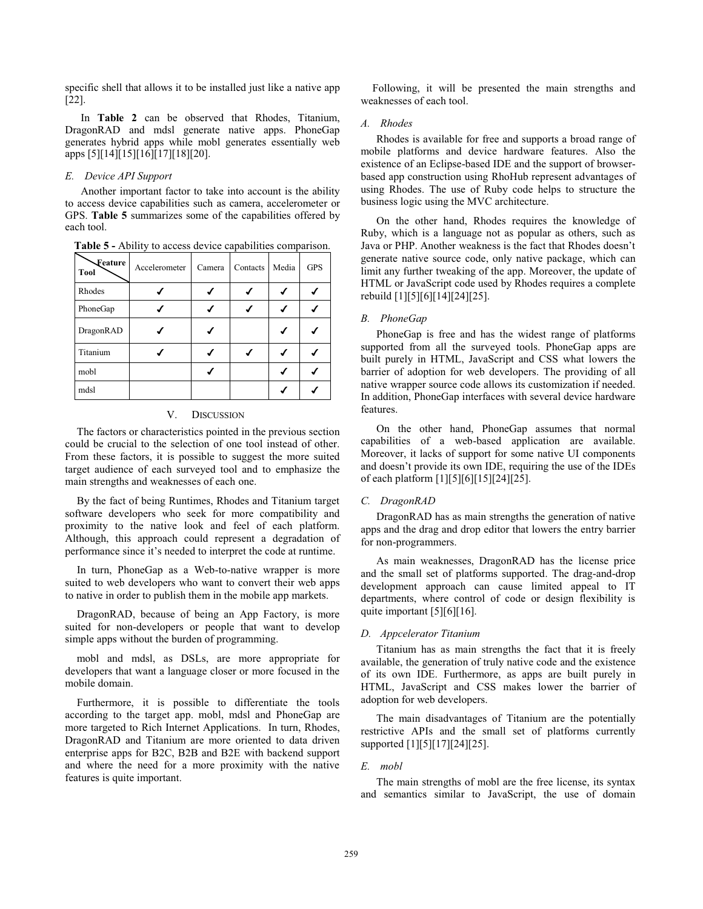specific shell that allows it to be installed just like a native app [22].

In **Table 2** can be observed that Rhodes, Titanium, DragonRAD and mdsl generate native apps. PhoneGap generates hybrid apps while mobl generates essentially web apps [5][14][15][16][17][18][20].

### E. Device API Support

Another important factor to take into account is the ability to access device capabilities such as camera, accelerometer or GPS. **Table 5** summarizes some of the capabilities offered by each tool.

**Table 5 -** Ability to access device capabilities comparison.

| Tool \ Feature | Accelerometer | Camera | Contacts | Media | GPS |
|---|---|---|---|---|---|
| Rhodes | ✓ | ✓ | ✓ | ✓ | ✓ |
| PhoneGap | ✓ | ✓ | ✓ | ✓ | ✓ |
| DragonRAD | ✓ | ✓ | | ✓ | ✓ |
| Titanium | ✓ | ✓ | ✓ | ✓ | ✓ |
| mobl | | ✓ | | ✓ | ✓ |
| mdsl | | | | ✓ | ✓ |

## V. Discussion

The factors or characteristics pointed in the previous section could be crucial to the selection of one tool instead of other. From these factors, it is possible to suggest the more suited target audience of each surveyed tool and to emphasize the main strengths and weaknesses of each one.

By the fact of being Runtimes, Rhodes and Titanium target software developers who seek for more compatibility and proximity to the native look and feel of each platform. Although, this approach could represent a degradation of performance since it's needed to interpret the code at runtime.

In turn, PhoneGap as a Web-to-native wrapper is more suited to web developers who want to convert their web apps to native in order to publish them in the mobile app markets.

DragonRAD, because of being an App Factory, is more suited for non-developers or people that want to develop simple apps without the burden of programming.

mobl and mdsl, as DSLs, are more appropriate for developers that want a language closer or more focused in the mobile domain.

Furthermore, it is possible to differentiate the tools according to the target app. mobl, mdsl and PhoneGap are more targeted to Rich Internet Applications. In turn, Rhodes, DragonRAD and Titanium are more oriented to data driven enterprise apps for B2C, B2B and B2E with backend support and where the need for a more proximity with the native features is quite important.

Following, it will be presented the main strengths and weaknesses of each tool.

### A. Rhodes

Rhodes is available for free and supports a broad range of mobile platforms and device hardware features. Also the existence of an Eclipse-based IDE and the support of browser-based app construction using RhoHub represent advantages of using Rhodes. The use of Ruby code helps to structure the business logic using the MVC architecture.

On the other hand, Rhodes requires the knowledge of Ruby, which is a language not as popular as others, such as Java or PHP. Another weakness is the fact that Rhodes doesn't generate native source code, only native package, which can limit any further tweaking of the app. Moreover, the update of HTML or JavaScript code used by Rhodes requires a complete rebuild [1][5][6][14][24][25].

### B. PhoneGap

PhoneGap is free and has the widest range of platforms supported from all the surveyed tools. PhoneGap apps are built purely in HTML, JavaScript and CSS what lowers the barrier of adoption for web developers. The providing of all native wrapper source code allows its customization if needed. In addition, PhoneGap interfaces with several device hardware features.

On the other hand, PhoneGap assumes that normal capabilities of a web-based application are available. Moreover, it lacks of support for some native UI components and doesn't provide its own IDE, requiring the use of the IDEs of each platform [1][5][6][15][24][25].

### C. DragonRAD

DragonRAD has as main strengths the generation of native apps and the drag and drop editor that lowers the entry barrier for non-programmers.

As main weaknesses, DragonRAD has the license price and the small set of platforms supported. The drag-and-drop development approach can cause limited appeal to IT departments, where control of code or design flexibility is quite important [5][6][16].

### D. Appcelerator Titanium

Titanium has as main strengths the fact that it is freely available, the generation of truly native code and the existence of its own IDE. Furthermore, as apps are built purely in HTML, JavaScript and CSS makes lower the barrier of adoption for web developers.

The main disadvantages of Titanium are the potentially restrictive APIs and the small set of platforms currently supported [1][5][17][24][25].

### E. mobl

The main strengths of mobl are the free license, its syntax and semantics similar to JavaScript, the use of domain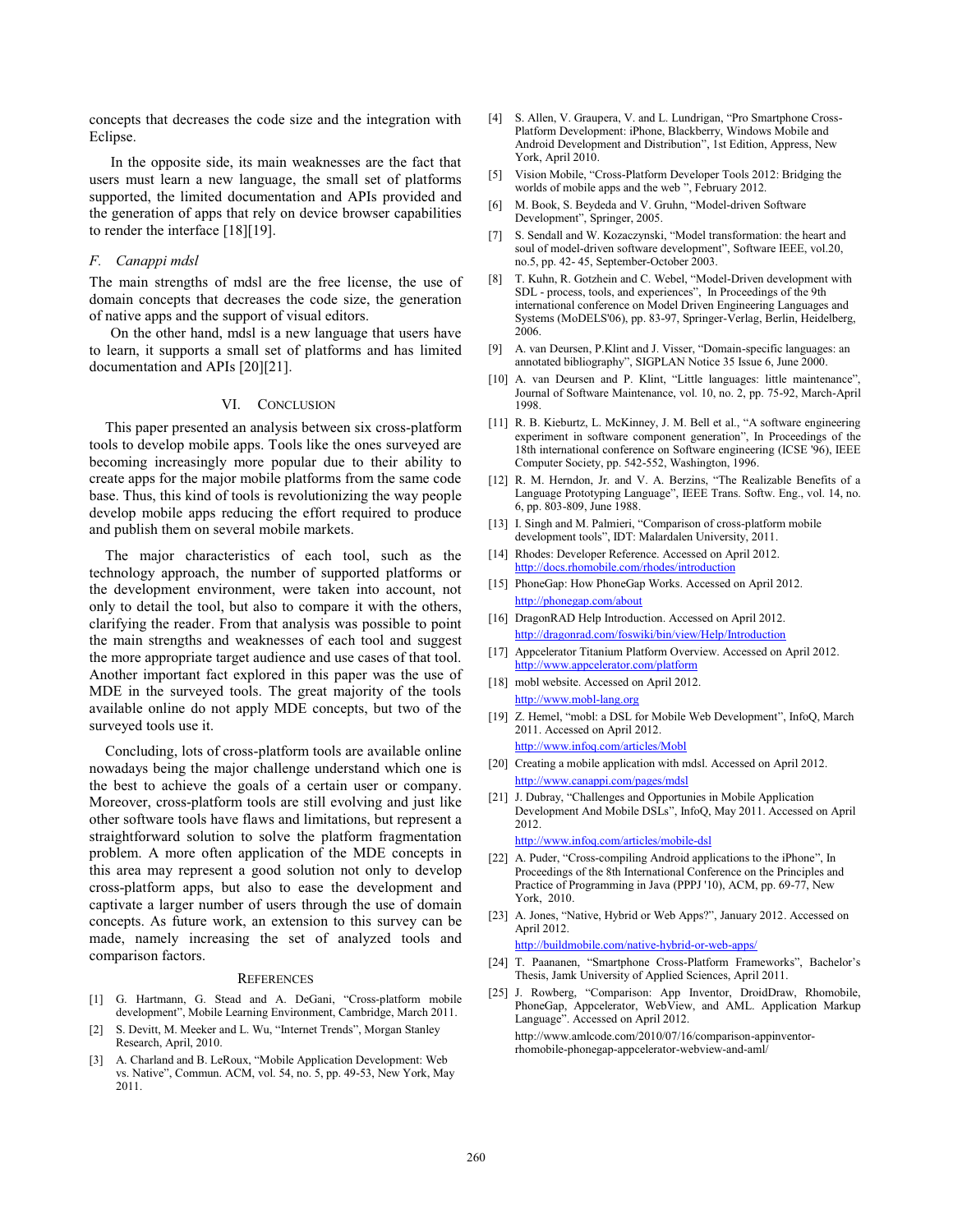concepts that decreases the code size and the integration with Eclipse.

In the opposite side, its main weaknesses are the fact that users must learn a new language, the small set of platforms supported, the limited documentation and APIs provided and the generation of apps that rely on device browser capabilities to render the interface [18][19].

### *F. Canappi mdsl*

The main strengths of mdsl are the free license, the use of domain concepts that decreases the code size, the generation of native apps and the support of visual editors.

On the other hand, mdsl is a new language that users have to learn, it supports a small set of platforms and has limited documentation and APIs [20][21].

## VI. Conclusion

This paper presented an analysis between six cross-platform tools to develop mobile apps. Tools like the ones surveyed are becoming increasingly more popular due to their ability to create apps for the major mobile platforms from the same code base. Thus, this kind of tools is revolutionizing the way people develop mobile apps reducing the effort required to produce and publish them on several mobile markets.

The major characteristics of each tool, such as the technology approach, the number of supported platforms or the development environment, were taken into account, not only to detail the tool, but also to compare it with the others, clarifying the reader. From that analysis was possible to point the main strengths and weaknesses of each tool and suggest the more appropriate target audience and use cases of that tool. Another important fact explored in this paper was the use of MDE in the surveyed tools. The great majority of the tools available online do not apply MDE concepts, but two of the surveyed tools use it.

Concluding, lots of cross-platform tools are available online nowadays being the major challenge understand which one is the best to achieve the goals of a certain user or company. Moreover, cross-platform tools are still evolving and just like other software tools have flaws and limitations, but represent a straightforward solution to solve the platform fragmentation problem. A more often application of the MDE concepts in this area may represent a good solution not only to develop cross-platform apps, but also to ease the development and captivate a larger number of users through the use of domain concepts. As future work, an extension to this survey can be made, namely increasing the set of analyzed tools and comparison factors.

## References

[1] G. Hartmann, G. Stead and A. DeGani, "Cross-platform mobile development", Mobile Learning Environment, Cambridge, March 2011.

[2] S. Devitt, M. Meeker and L. Wu, "Internet Trends", Morgan Stanley Research, April, 2010.

[3] A. Charland and B. LeRoux, "Mobile Application Development: Web vs. Native", Commun. ACM, vol. 54, no. 5, pp. 49-53, New York, May 2011.

[4] S. Allen, V. Graupera, V. and L. Lundrigan, "Pro Smartphone Cross-Platform Development: iPhone, Blackberry, Windows Mobile and Android Development and Distribution", 1st Edition, Appress, New York, April 2010.

[5] Vision Mobile, "Cross-Platform Developer Tools 2012: Bridging the worlds of mobile apps and the web ", February 2012.

[6] M. Book, S. Beydeda and V. Gruhn, "Model-driven Software Development", Springer, 2005.

[7] S. Sendall and W. Kozaczynski, "Model transformation: the heart and soul of model-driven software development", Software IEEE, vol.20, no.5, pp. 42- 45, September-October 2003.

[8] T. Kuhn, R. Gotzhein and C. Webel, "Model-Driven development with SDL - process, tools, and experiences", In Proceedings of the 9th international conference on Model Driven Engineering Languages and Systems (MoDELS'06), pp. 83-97, Springer-Verlag, Berlin, Heidelberg, 2006.

[9] A. van Deursen, P.Klint and J. Visser, "Domain-specific languages: an annotated bibliography", SIGPLAN Notice 35 Issue 6, June 2000.

[10] A. van Deursen and P. Klint, "Little languages: little maintenance", Journal of Software Maintenance, vol. 10, no. 2, pp. 75-92, March-April 1998.

[11] R. B. Kieburtz, L. McKinney, J. M. Bell et al., "A software engineering experiment in software component generation", In Proceedings of the 18th international conference on Software engineering (ICSE '96), IEEE Computer Society, pp. 542-552, Washington, 1996.

[12] R. M. Herndon, Jr. and V. A. Berzins, "The Realizable Benefits of a Language Prototyping Language", IEEE Trans. Softw. Eng., vol. 14, no. 6, pp. 803-809, June 1988.

[13] I. Singh and M. Palmieri, "Comparison of cross-platform mobile development tools", IDT: Malardalen University, 2011.

[14] Rhodes: Developer Reference. Accessed on April 2012. http://docs.rhomobile.com/rhodes/introduction

[15] PhoneGap: How PhoneGap Works. Accessed on April 2012. http://phonegap.com/about

[16] DragonRAD Help Introduction. Accessed on April 2012. http://dragonrad.com/foswiki/bin/view/Help/Introduction

[17] Appcelerator Titanium Platform Overview. Accessed on April 2012. http://www.appcelerator.com/platform

[18] mobl website. Accessed on April 2012. http://www.mobl-lang.org

[19] Z. Hemel, "mobl: a DSL for Mobile Web Development", InfoQ, March 2011. Accessed on April 2012. http://www.infoq.com/articles/Mobl

[20] Creating a mobile application with mdsl. Accessed on April 2012. http://www.canappi.com/pages/mdsl

[21] J. Dubray, "Challenges and Opportunies in Mobile Application Development And Mobile DSLs", InfoQ, May 2011. Accessed on April 2012. http://www.infoq.com/articles/mobile-dsl

[22] A. Puder, "Cross-compiling Android applications to the iPhone", In Proceedings of the 8th International Conference on the Principles and Practice of Programming in Java (PPPJ '10), ACM, pp. 69-77, New York, 2010.

[23] A. Jones, "Native, Hybrid or Web Apps?", January 2012. Accessed on April 2012. http://buildmobile.com/native-hybrid-or-web-apps/

[24] T. Paananen, "Smartphone Cross-Platform Frameworks", Bachelor's Thesis, Jamk University of Applied Sciences, April 2011.

[25] J. Rowberg, "Comparison: App Inventor, DroidDraw, Rhomobile, PhoneGap, Appcelerator, WebView, and AML. Application Markup Language". Accessed on April 2012. http://www.amlcode.com/2010/07/16/comparison-appinventor-rhomobile-phonegap-appcelerator-webview-and-aml/